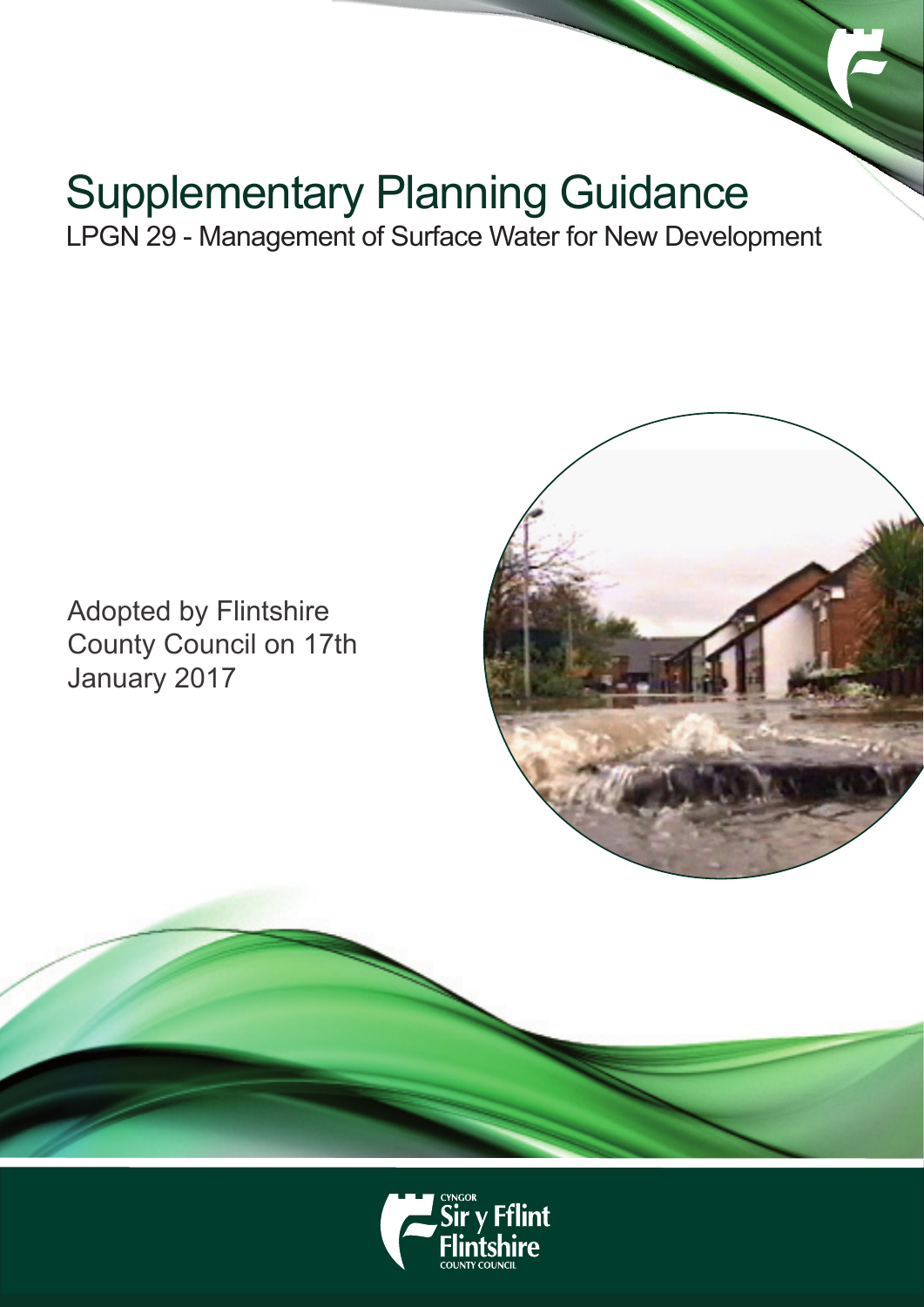# Supplementary Planning Guidance

## LPGN 29 - Management of Surface Water for New Development

Adopted by Flintshire County Council on 17th January 2017

CYNGOR
Sir y Fflint
Flintshire
COUNTY COUNCIL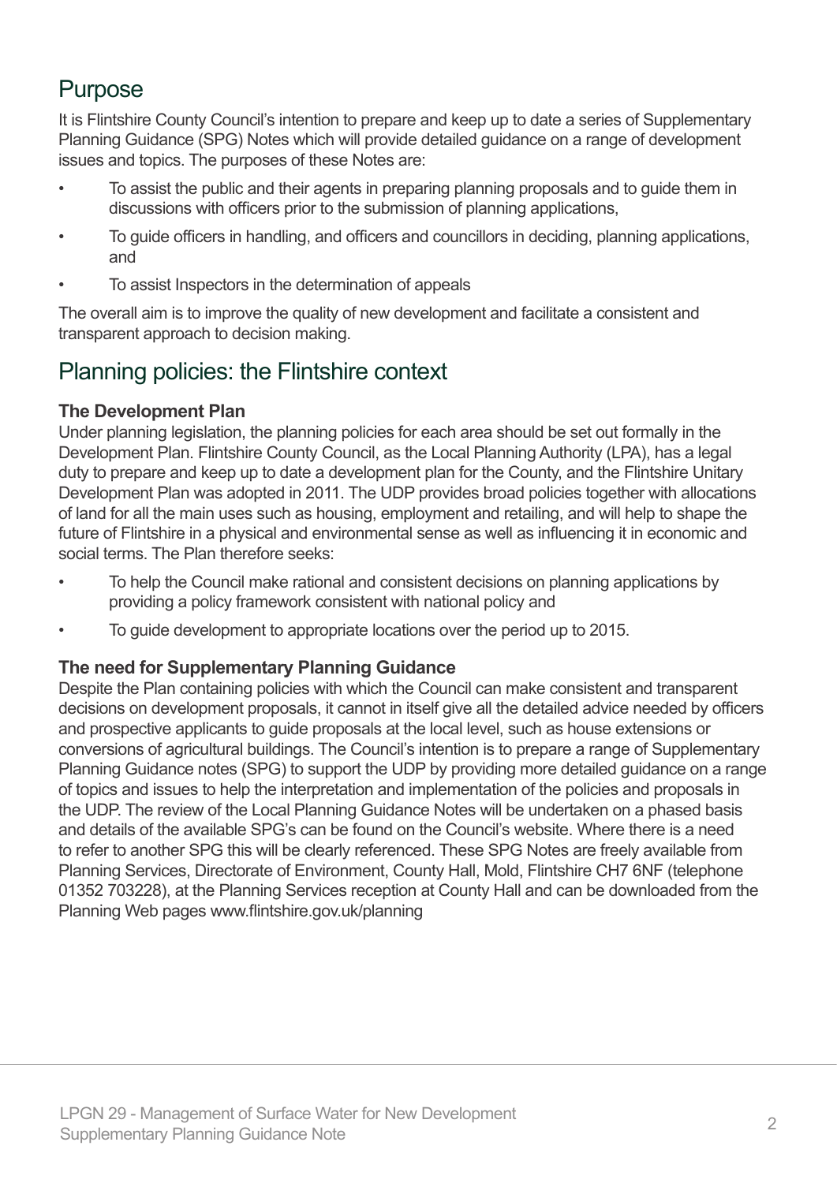## Purpose

It is Flintshire County Council's intention to prepare and keep up to date a series of Supplementary Planning Guidance (SPG) Notes which will provide detailed guidance on a range of development issues and topics. The purposes of these Notes are:

- To assist the public and their agents in preparing planning proposals and to guide them in discussions with officers prior to the submission of planning applications,
- To guide officers in handling, and officers and councillors in deciding, planning applications, and
- To assist Inspectors in the determination of appeals

The overall aim is to improve the quality of new development and facilitate a consistent and transparent approach to decision making.

## Planning policies: the Flintshire context

### The Development Plan

Under planning legislation, the planning policies for each area should be set out formally in the Development Plan. Flintshire County Council, as the Local Planning Authority (LPA), has a legal duty to prepare and keep up to date a development plan for the County, and the Flintshire Unitary Development Plan was adopted in 2011. The UDP provides broad policies together with allocations of land for all the main uses such as housing, employment and retailing, and will help to shape the future of Flintshire in a physical and environmental sense as well as influencing it in economic and social terms. The Plan therefore seeks:

- To help the Council make rational and consistent decisions on planning applications by providing a policy framework consistent with national policy and
- To guide development to appropriate locations over the period up to 2015.

### The need for Supplementary Planning Guidance

Despite the Plan containing policies with which the Council can make consistent and transparent decisions on development proposals, it cannot in itself give all the detailed advice needed by officers and prospective applicants to guide proposals at the local level, such as house extensions or conversions of agricultural buildings. The Council's intention is to prepare a range of Supplementary Planning Guidance notes (SPG) to support the UDP by providing more detailed guidance on a range of topics and issues to help the interpretation and implementation of the policies and proposals in the UDP. The review of the Local Planning Guidance Notes will be undertaken on a phased basis and details of the available SPG's can be found on the Council's website. Where there is a need to refer to another SPG this will be clearly referenced. These SPG Notes are freely available from Planning Services, Directorate of Environment, County Hall, Mold, Flintshire CH7 6NF (telephone 01352 703228), at the Planning Services reception at County Hall and can be downloaded from the Planning Web pages www.flintshire.gov.uk/planning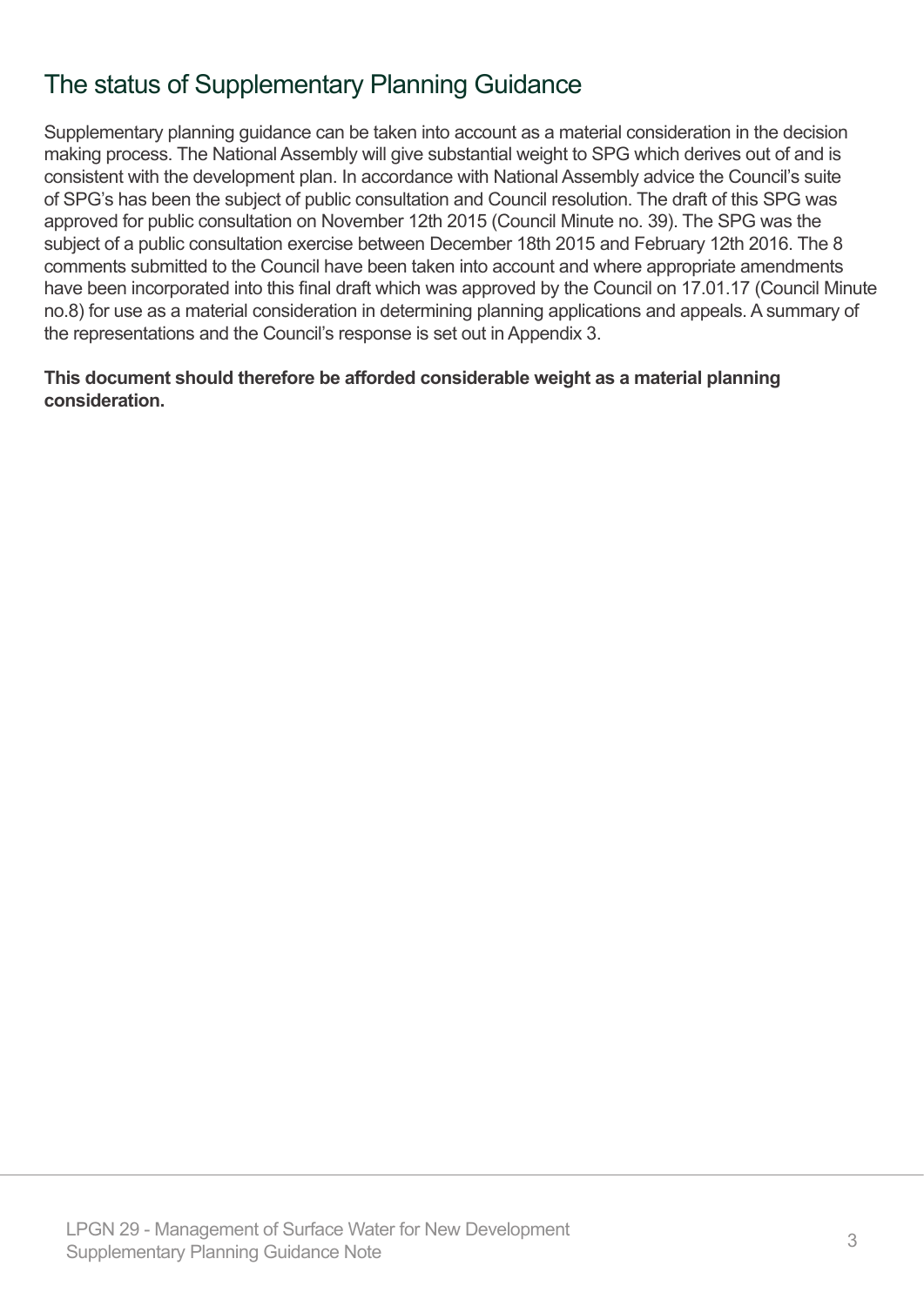## The status of Supplementary Planning Guidance

Supplementary planning guidance can be taken into account as a material consideration in the decision making process. The National Assembly will give substantial weight to SPG which derives out of and is consistent with the development plan. In accordance with National Assembly advice the Council's suite of SPG's has been the subject of public consultation and Council resolution. The draft of this SPG was approved for public consultation on November 12th 2015 (Council Minute no. 39). The SPG was the subject of a public consultation exercise between December 18th 2015 and February 12th 2016. The 8 comments submitted to the Council have been taken into account and where appropriate amendments have been incorporated into this final draft which was approved by the Council on 17.01.17 (Council Minute no.8) for use as a material consideration in determining planning applications and appeals. A summary of the representations and the Council's response is set out in Appendix 3.

**This document should therefore be afforded considerable weight as a material planning consideration.**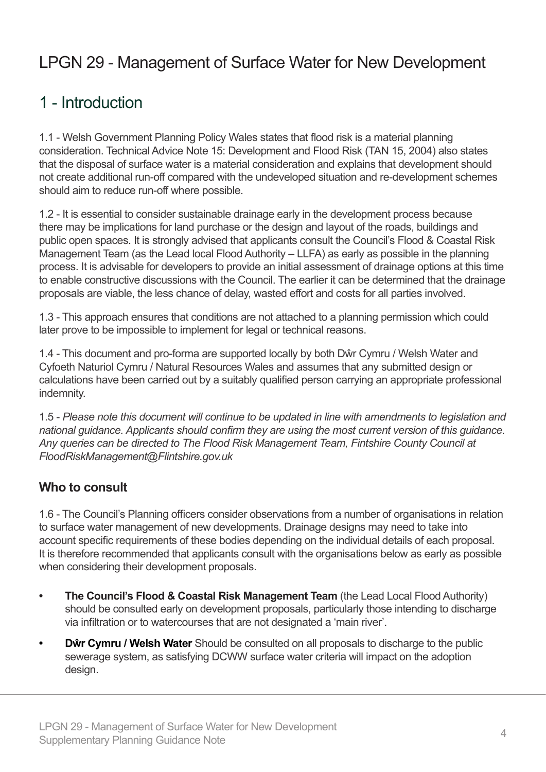# LPGN 29 - Management of Surface Water for New Development

## 1 - Introduction

1.1 - Welsh Government Planning Policy Wales states that flood risk is a material planning consideration. Technical Advice Note 15: Development and Flood Risk (TAN 15, 2004) also states that the disposal of surface water is a material consideration and explains that development should not create additional run-off compared with the undeveloped situation and re-development schemes should aim to reduce run-off where possible.

1.2 - It is essential to consider sustainable drainage early in the development process because there may be implications for land purchase or the design and layout of the roads, buildings and public open spaces. It is strongly advised that applicants consult the Council's Flood & Coastal Risk Management Team (as the Lead local Flood Authority – LLFA) as early as possible in the planning process. It is advisable for developers to provide an initial assessment of drainage options at this time to enable constructive discussions with the Council. The earlier it can be determined that the drainage proposals are viable, the less chance of delay, wasted effort and costs for all parties involved.

1.3 - This approach ensures that conditions are not attached to a planning permission which could later prove to be impossible to implement for legal or technical reasons.

1.4 - This document and pro-forma are supported locally by both Dŵr Cymru / Welsh Water and Cyfoeth Naturiol Cymru / Natural Resources Wales and assumes that any submitted design or calculations have been carried out by a suitably qualified person carrying an appropriate professional indemnity.

1.5 - *Please note this document will continue to be updated in line with amendments to legislation and national guidance. Applicants should confirm they are using the most current version of this guidance. Any queries can be directed to The Flood Risk Management Team, Fintshire County Council at FloodRiskManagement@Flintshire.gov.uk*

### Who to consult

1.6 - The Council's Planning officers consider observations from a number of organisations in relation to surface water management of new developments. Drainage designs may need to take into account specific requirements of these bodies depending on the individual details of each proposal. It is therefore recommended that applicants consult with the organisations below as early as possible when considering their development proposals.

- **The Council's Flood & Coastal Risk Management Team** (the Lead Local Flood Authority) should be consulted early on development proposals, particularly those intending to discharge via infiltration or to watercourses that are not designated a 'main river'.
- **Dŵr Cymru / Welsh Water** Should be consulted on all proposals to discharge to the public sewerage system, as satisfying DCWW surface water criteria will impact on the adoption design.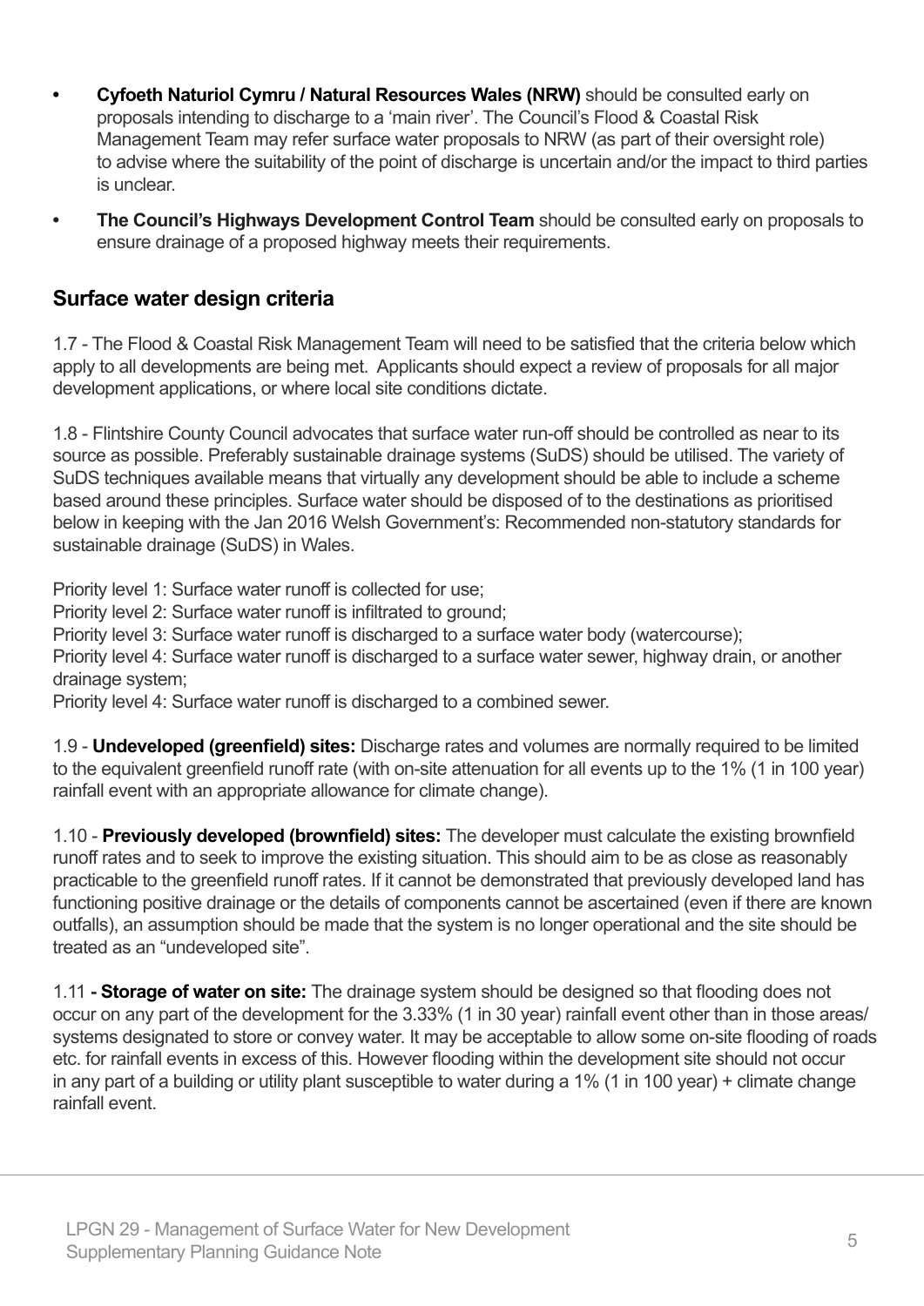- **Cyfoeth Naturiol Cymru / Natural Resources Wales (NRW)** should be consulted early on proposals intending to discharge to a 'main river'. The Council's Flood & Coastal Risk Management Team may refer surface water proposals to NRW (as part of their oversight role) to advise where the suitability of the point of discharge is uncertain and/or the impact to third parties is unclear.
- **The Council's Highways Development Control Team** should be consulted early on proposals to ensure drainage of a proposed highway meets their requirements.

## Surface water design criteria

1.7 - The Flood & Coastal Risk Management Team will need to be satisfied that the criteria below which apply to all developments are being met. Applicants should expect a review of proposals for all major development applications, or where local site conditions dictate.

1.8 - Flintshire County Council advocates that surface water run-off should be controlled as near to its source as possible. Preferably sustainable drainage systems (SuDS) should be utilised. The variety of SuDS techniques available means that virtually any development should be able to include a scheme based around these principles. Surface water should be disposed of to the destinations as prioritised below in keeping with the Jan 2016 Welsh Government's: Recommended non-statutory standards for sustainable drainage (SuDS) in Wales.

Priority level 1: Surface water runoff is collected for use;
Priority level 2: Surface water runoff is infiltrated to ground;
Priority level 3: Surface water runoff is discharged to a surface water body (watercourse);
Priority level 4: Surface water runoff is discharged to a surface water sewer, highway drain, or another drainage system;
Priority level 4: Surface water runoff is discharged to a combined sewer.

1.9 - **Undeveloped (greenfield) sites:** Discharge rates and volumes are normally required to be limited to the equivalent greenfield runoff rate (with on-site attenuation for all events up to the 1% (1 in 100 year) rainfall event with an appropriate allowance for climate change).

1.10 - **Previously developed (brownfield) sites:** The developer must calculate the existing brownfield runoff rates and to seek to improve the existing situation. This should aim to be as close as reasonably practicable to the greenfield runoff rates. If it cannot be demonstrated that previously developed land has functioning positive drainage or the details of components cannot be ascertained (even if there are known outfalls), an assumption should be made that the system is no longer operational and the site should be treated as an "undeveloped site".

1.11 **- Storage of water on site:** The drainage system should be designed so that flooding does not occur on any part of the development for the 3.33% (1 in 30 year) rainfall event other than in those areas/ systems designated to store or convey water. It may be acceptable to allow some on-site flooding of roads etc. for rainfall events in excess of this. However flooding within the development site should not occur in any part of a building or utility plant susceptible to water during a 1% (1 in 100 year) + climate change rainfall event.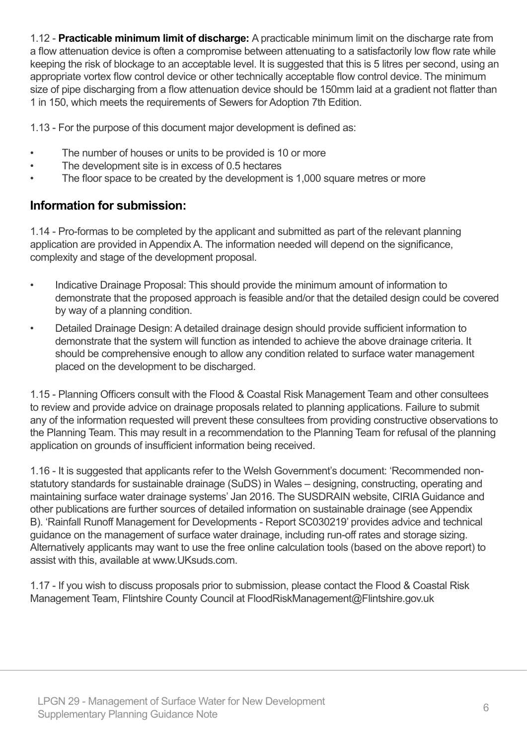1.12 - **Practicable minimum limit of discharge:** A practicable minimum limit on the discharge rate from a flow attenuation device is often a compromise between attenuating to a satisfactorily low flow rate while keeping the risk of blockage to an acceptable level. It is suggested that this is 5 litres per second, using an appropriate vortex flow control device or other technically acceptable flow control device. The minimum size of pipe discharging from a flow attenuation device should be 150mm laid at a gradient not flatter than 1 in 150, which meets the requirements of Sewers for Adoption 7th Edition.

1.13 - For the purpose of this document major development is defined as:

- The number of houses or units to be provided is 10 or more
- The development site is in excess of 0.5 hectares
- The floor space to be created by the development is 1,000 square metres or more

## Information for submission:

1.14 - Pro-formas to be completed by the applicant and submitted as part of the relevant planning application are provided in Appendix A. The information needed will depend on the significance, complexity and stage of the development proposal.

- Indicative Drainage Proposal: This should provide the minimum amount of information to demonstrate that the proposed approach is feasible and/or that the detailed design could be covered by way of a planning condition.
- Detailed Drainage Design: A detailed drainage design should provide sufficient information to demonstrate that the system will function as intended to achieve the above drainage criteria. It should be comprehensive enough to allow any condition related to surface water management placed on the development to be discharged.

1.15 - Planning Officers consult with the Flood & Coastal Risk Management Team and other consultees to review and provide advice on drainage proposals related to planning applications. Failure to submit any of the information requested will prevent these consultees from providing constructive observations to the Planning Team. This may result in a recommendation to the Planning Team for refusal of the planning application on grounds of insufficient information being received.

1.16 - It is suggested that applicants refer to the Welsh Government's document: 'Recommended non-statutory standards for sustainable drainage (SuDS) in Wales – designing, constructing, operating and maintaining surface water drainage systems' Jan 2016. The SUSDRAIN website, CIRIA Guidance and other publications are further sources of detailed information on sustainable drainage (see Appendix B). 'Rainfall Runoff Management for Developments - Report SC030219' provides advice and technical guidance on the management of surface water drainage, including run-off rates and storage sizing. Alternatively applicants may want to use the free online calculation tools (based on the above report) to assist with this, available at www.UKsuds.com.

1.17 - If you wish to discuss proposals prior to submission, please contact the Flood & Coastal Risk Management Team, Flintshire County Council at FloodRiskManagement@Flintshire.gov.uk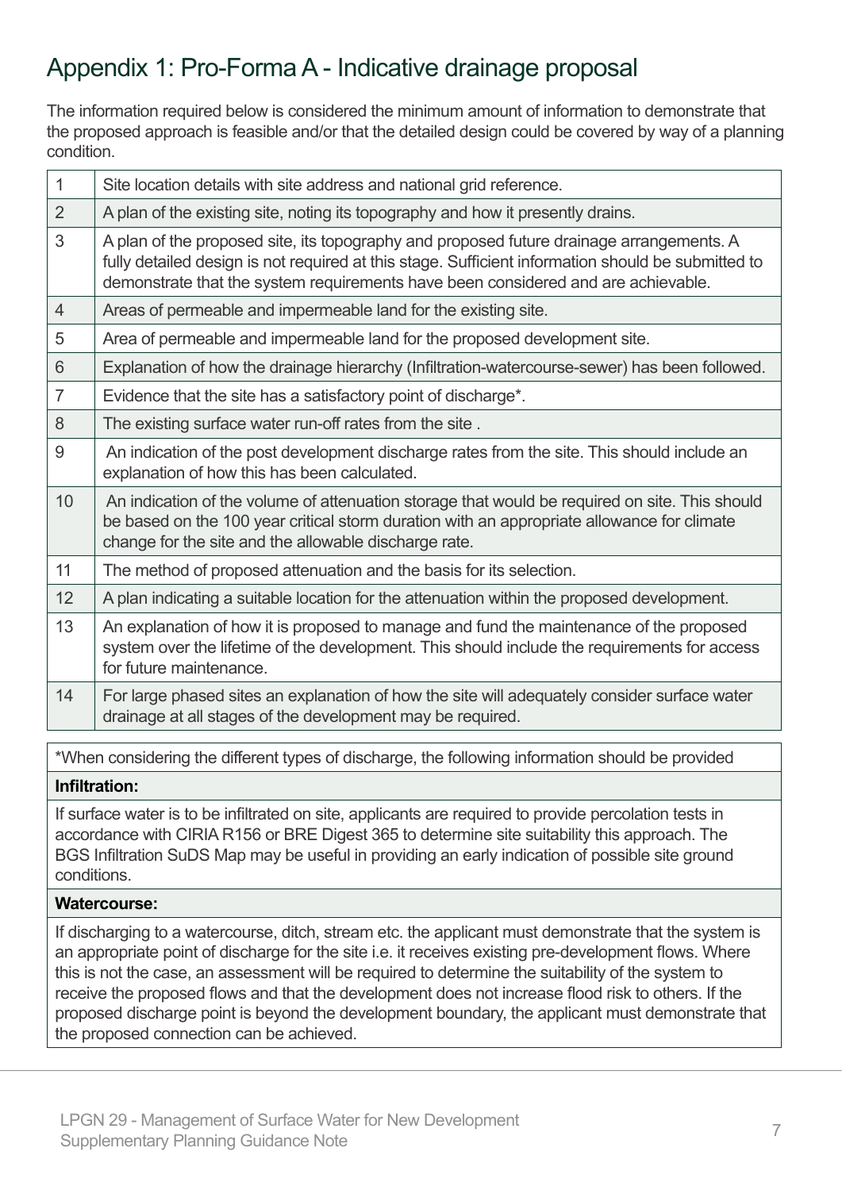# Appendix 1: Pro-Forma A - Indicative drainage proposal

The information required below is considered the minimum amount of information to demonstrate that the proposed approach is feasible and/or that the detailed design could be covered by way of a planning condition.

| | |
|---|---|
| 1 | Site location details with site address and national grid reference. |
| 2 | A plan of the existing site, noting its topography and how it presently drains. |
| 3 | A plan of the proposed site, its topography and proposed future drainage arrangements. A fully detailed design is not required at this stage. Sufficient information should be submitted to demonstrate that the system requirements have been considered and are achievable. |
| 4 | Areas of permeable and impermeable land for the existing site. |
| 5 | Area of permeable and impermeable land for the proposed development site. |
| 6 | Explanation of how the drainage hierarchy (Infiltration-watercourse-sewer) has been followed. |
| 7 | Evidence that the site has a satisfactory point of discharge*. |
| 8 | The existing surface water run-off rates from the site . |
| 9 | An indication of the post development discharge rates from the site. This should include an explanation of how this has been calculated. |
| 10 | An indication of the volume of attenuation storage that would be required on site. This should be based on the 100 year critical storm duration with an appropriate allowance for climate change for the site and the allowable discharge rate. |
| 11 | The method of proposed attenuation and the basis for its selection. |
| 12 | A plan indicating a suitable location for the attenuation within the proposed development. |
| 13 | An explanation of how it is proposed to manage and fund the maintenance of the proposed system over the lifetime of the development. This should include the requirements for access for future maintenance. |
| 14 | For large phased sites an explanation of how the site will adequately consider surface water drainage at all stages of the development may be required. |

| *When considering the different types of discharge, the following information should be provided |
|---|
| **Infiltration:** |
| If surface water is to be infiltrated on site, applicants are required to provide percolation tests in accordance with CIRIA R156 or BRE Digest 365 to determine site suitability this approach. The BGS Infiltration SuDS Map may be useful in providing an early indication of possible site ground conditions. |
| **Watercourse:** |
| If discharging to a watercourse, ditch, stream etc. the applicant must demonstrate that the system is an appropriate point of discharge for the site i.e. it receives existing pre-development flows. Where this is not the case, an assessment will be required to determine the suitability of the system to receive the proposed flows and that the development does not increase flood risk to others. If the proposed discharge point is beyond the development boundary, the applicant must demonstrate that the proposed connection can be achieved. |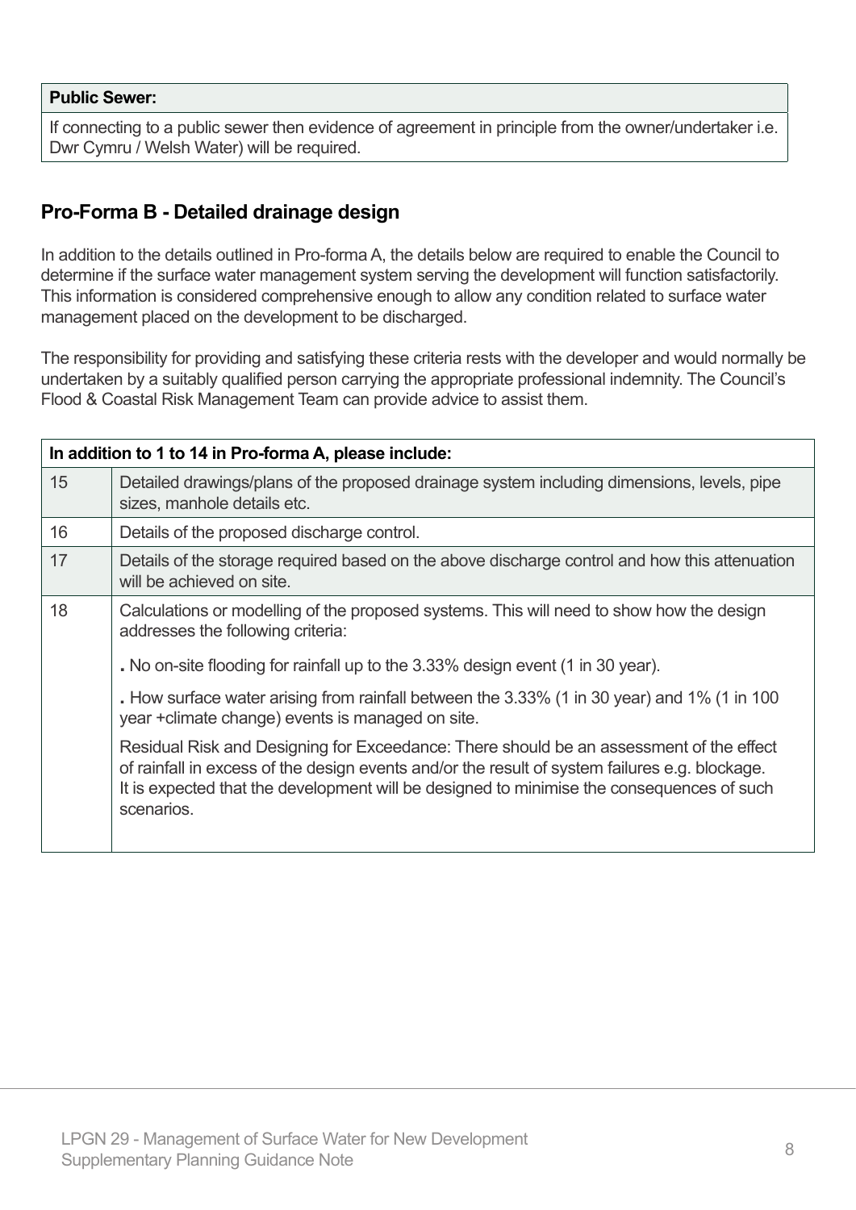| **Public Sewer:** |
| --- |
| If connecting to a public sewer then evidence of agreement in principle from the owner/undertaker i.e. Dwr Cymru / Welsh Water) will be required. |

## Pro-Forma B - Detailed drainage design

In addition to the details outlined in Pro-forma A, the details below are required to enable the Council to determine if the surface water management system serving the development will function satisfactorily. This information is considered comprehensive enough to allow any condition related to surface water management placed on the development to be discharged.

The responsibility for providing and satisfying these criteria rests with the developer and would normally be undertaken by a suitably qualified person carrying the appropriate professional indemnity. The Council's Flood & Coastal Risk Management Team can provide advice to assist them.

| **In addition to 1 to 14 in Pro-forma A, please include:** | |
| --- | --- |
| 15 | Detailed drawings/plans of the proposed drainage system including dimensions, levels, pipe sizes, manhole details etc. |
| 16 | Details of the proposed discharge control. |
| 17 | Details of the storage required based on the above discharge control and how this attenuation will be achieved on site. |
| 18 | Calculations or modelling of the proposed systems. This will need to show how the design addresses the following criteria:<br>. No on-site flooding for rainfall up to the 3.33% design event (1 in 30 year).<br>. How surface water arising from rainfall between the 3.33% (1 in 30 year) and 1% (1 in 100 year +climate change) events is managed on site.<br>Residual Risk and Designing for Exceedance: There should be an assessment of the effect of rainfall in excess of the design events and/or the result of system failures e.g. blockage. It is expected that the development will be designed to minimise the consequences of such scenarios. |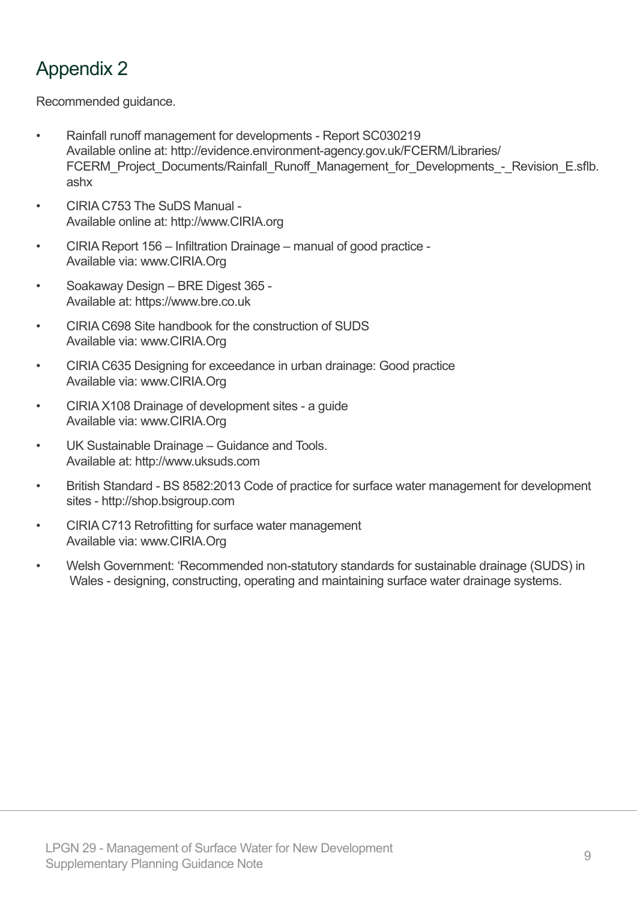# Appendix 2

Recommended guidance.

- Rainfall runoff management for developments - Report SC030219
  Available online at: http://evidence.environment-agency.gov.uk/FCERM/Libraries/FCERM_Project_Documents/Rainfall_Runoff_Management_for_Developments_-_Revision_E.sflb.ashx
- CIRIA C753 The SuDS Manual -
  Available online at: http://www.CIRIA.org
- CIRIA Report 156 – Infiltration Drainage – manual of good practice -
  Available via: www.CIRIA.Org
- Soakaway Design – BRE Digest 365 -
  Available at: https://www.bre.co.uk
- CIRIA C698 Site handbook for the construction of SUDS
  Available via: www.CIRIA.Org
- CIRIA C635 Designing for exceedance in urban drainage: Good practice
  Available via: www.CIRIA.Org
- CIRIA X108 Drainage of development sites - a guide
  Available via: www.CIRIA.Org
- UK Sustainable Drainage – Guidance and Tools.
  Available at: http://www.uksuds.com
- British Standard - BS 8582:2013 Code of practice for surface water management for development sites - http://shop.bsigroup.com
- CIRIA C713 Retrofitting for surface water management
  Available via: www.CIRIA.Org
- Welsh Government: 'Recommended non-statutory standards for sustainable drainage (SUDS) in Wales - designing, constructing, operating and maintaining surface water drainage systems.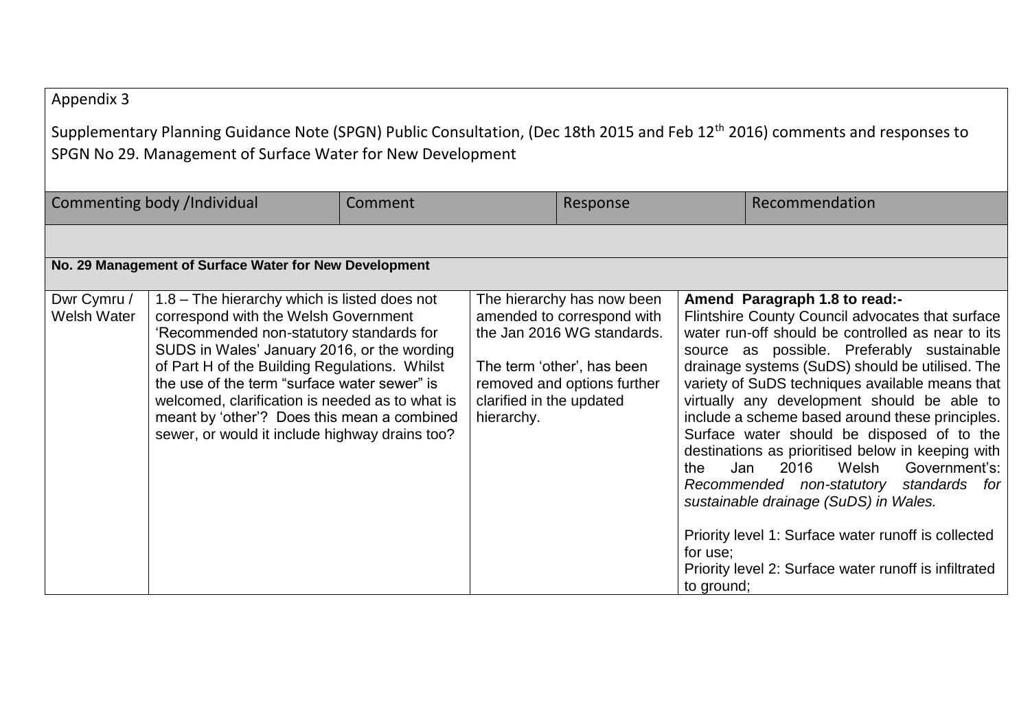Appendix 3

Supplementary Planning Guidance Note (SPGN) Public Consultation, (Dec 18th 2015 and Feb 12th 2016) comments and responses to SPGN No 29. Management of Surface Water for New Development

| Commenting body /Individual | Comment | Response | Recommendation |
|---|---|---|---|
| | | | |
| **No. 29 Management of Surface Water for New Development** | | | |
| Dwr Cymru / Welsh Water | 1.8 – The hierarchy which is listed does not correspond with the Welsh Government 'Recommended non-statutory standards for SUDS in Wales' January 2016, or the wording of Part H of the Building Regulations. Whilst the use of the term "surface water sewer" is welcomed, clarification is needed as to what is meant by 'other'? Does this mean a combined sewer, or would it include highway drains too? | The hierarchy has now been amended to correspond with the Jan 2016 WG standards.<br><br>The term 'other', has been removed and options further clarified in the updated hierarchy. | **Amend Paragraph 1.8 to read:-**<br>Flintshire County Council advocates that surface water run-off should be controlled as near to its source as possible. Preferably sustainable drainage systems (SuDS) should be utilised. The variety of SuDS techniques available means that virtually any development should be able to include a scheme based around these principles. Surface water should be disposed of to the destinations as prioritised below in keeping with the Jan 2016 Welsh Government's: *Recommended non-statutory standards for sustainable drainage (SuDS) in Wales.*<br><br>Priority level 1: Surface water runoff is collected for use;<br>Priority level 2: Surface water runoff is infiltrated to ground; |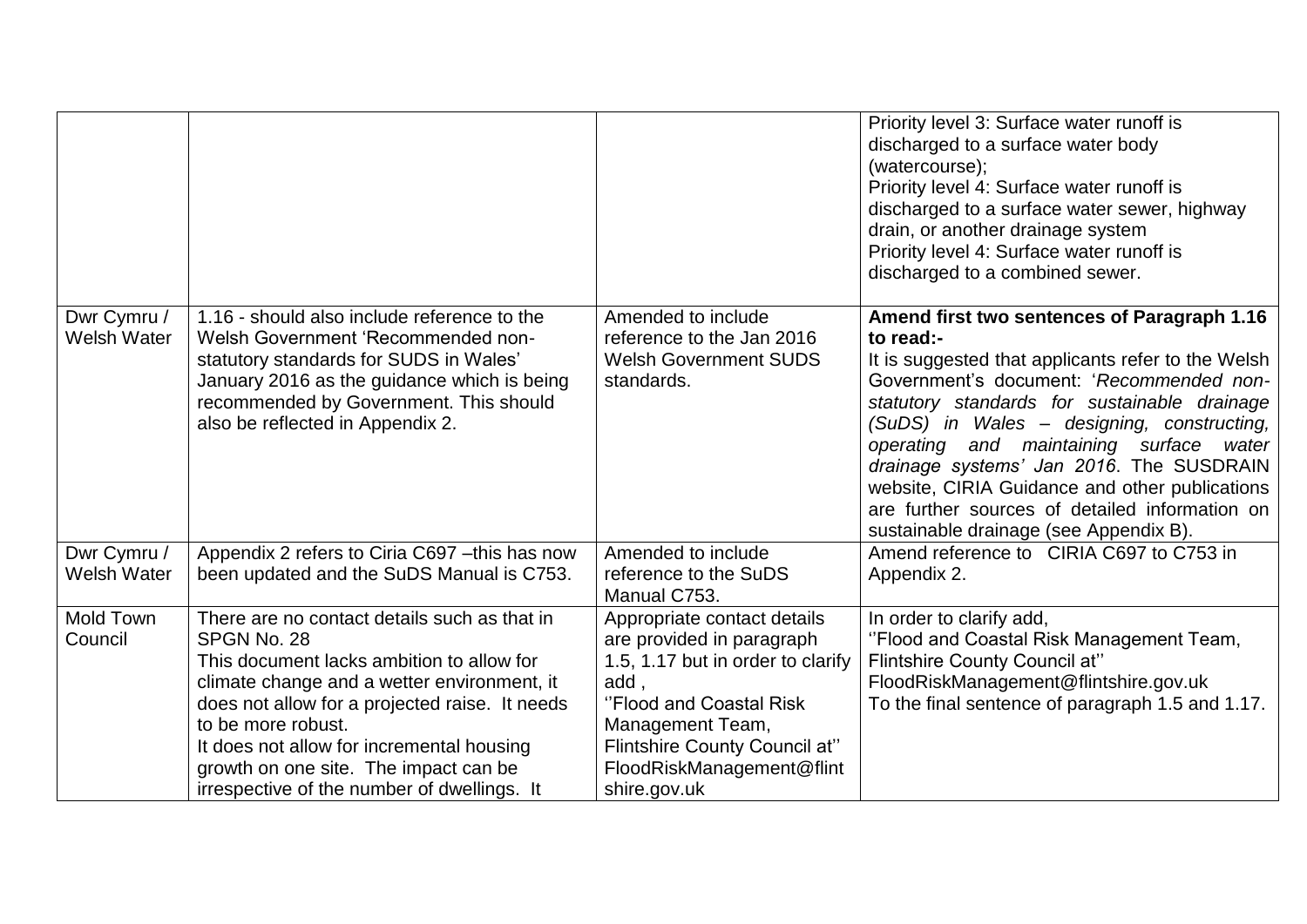| | | | |
|---|---|---|---|
| | | | Priority level 3: Surface water runoff is discharged to a surface water body (watercourse);<br>Priority level 4: Surface water runoff is discharged to a surface water sewer, highway drain, or another drainage system<br>Priority level 4: Surface water runoff is discharged to a combined sewer. |
| Dwr Cymru / Welsh Water | 1.16 - should also include reference to the Welsh Government 'Recommended non-statutory standards for SUDS in Wales' January 2016 as the guidance which is being recommended by Government. This should also be reflected in Appendix 2. | Amended to include reference to the Jan 2016 Welsh Government SUDS standards. | **Amend first two sentences of Paragraph 1.16 to read:-**<br>It is suggested that applicants refer to the Welsh Government's document: '*Recommended non-statutory standards for sustainable drainage (SuDS) in Wales – designing, constructing, operating and maintaining surface water drainage systems' Jan 2016*. The SUSDRAIN website, CIRIA Guidance and other publications are further sources of detailed information on sustainable drainage (see Appendix B). |
| Dwr Cymru / Welsh Water | Appendix 2 refers to Ciria C697 –this has now been updated and the SuDS Manual is C753. | Amended to include reference to the SuDS Manual C753. | Amend reference to CIRIA C697 to C753 in Appendix 2. |
| Mold Town Council | There are no contact details such as that in SPGN No. 28<br>This document lacks ambition to allow for climate change and a wetter environment, it does not allow for a projected raise. It needs to be more robust.<br>It does not allow for incremental housing growth on one site. The impact can be irrespective of the number of dwellings. It | Appropriate contact details are provided in paragraph 1.5, 1.17 but in order to clarify add ,<br>''Flood and Coastal Risk Management Team, Flintshire County Council at''<br>FloodRiskManagement@flintshire.gov.uk | In order to clarify add,<br>''Flood and Coastal Risk Management Team, Flintshire County Council at''<br>FloodRiskManagement@flintshire.gov.uk<br>To the final sentence of paragraph 1.5 and 1.17. |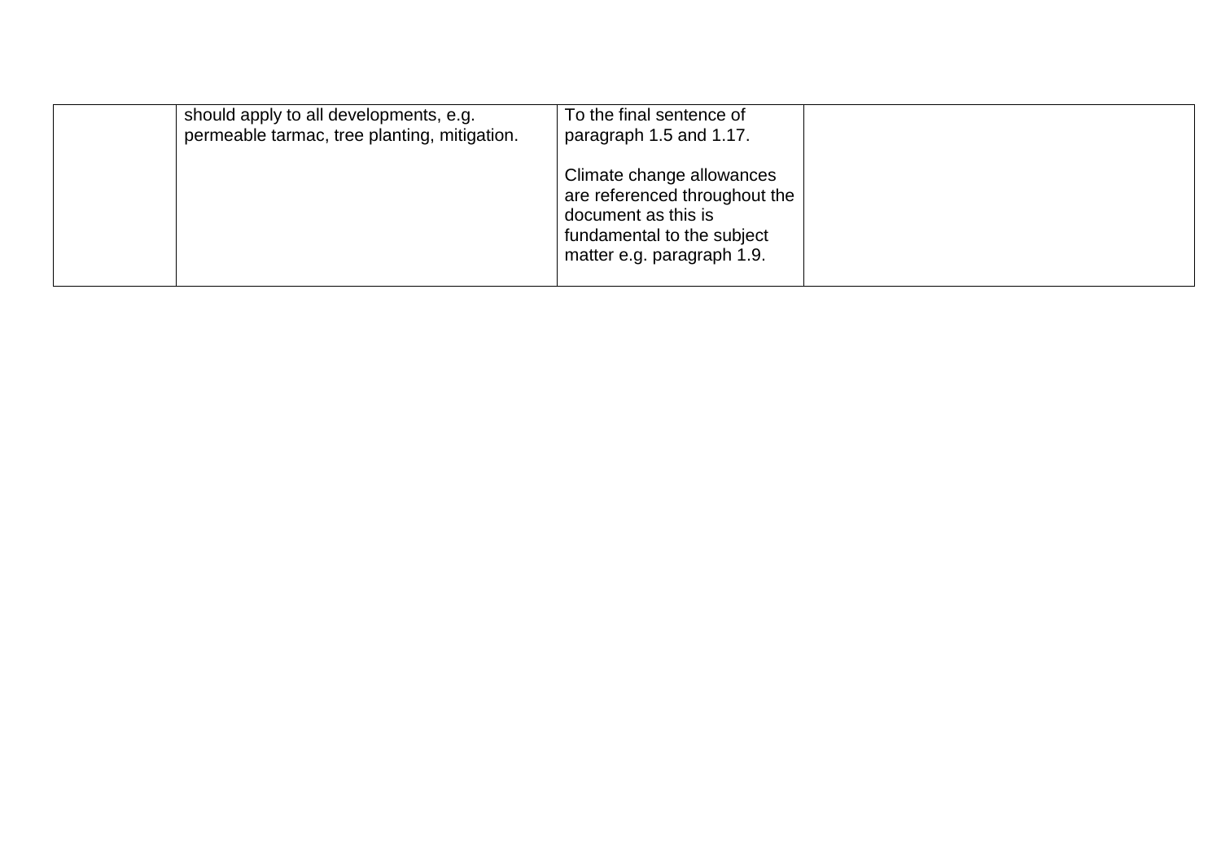| | | | |
|---|---|---|---|
| | should apply to all developments, e.g. permeable tarmac, tree planting, mitigation. | To the final sentence of paragraph 1.5 and 1.17.<br><br>Climate change allowances are referenced throughout the document as this is fundamental to the subject matter e.g. paragraph 1.9. | |